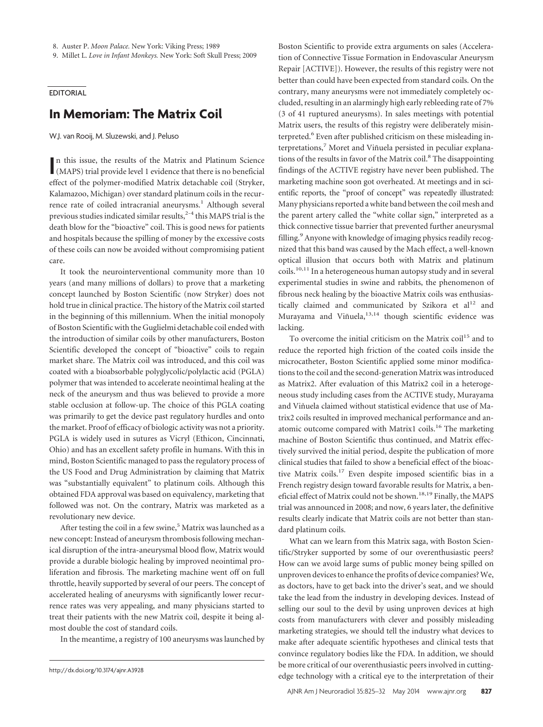8. Auster P. *Moon Palace.* New York: Viking Press; 1989
9. Millet L. *Love in Infant Monkeys.* New York: Soft Skull Press; 2009

EDITORIAL

# In Memoriam: The Matrix Coil

W.J. van Rooij, M. Sluzewski, and J. Peluso

In this issue, the results of the Matrix and Platinum Science (MAPS) trial provide level 1 evidence that there is no beneficial effect of the polymer-modified Matrix detachable coil (Stryker, Kalamazoo, Michigan) over standard platinum coils in the recurrence rate of coiled intracranial aneurysms.[1] Although several previous studies indicated similar results,[2–4] this MAPS trial is the death blow for the "bioactive" coil. This is good news for patients and hospitals because the spilling of money by the excessive costs of these coils can now be avoided without compromising patient care.

It took the neurointerventional community more than 10 years (and many millions of dollars) to prove that a marketing concept launched by Boston Scientific (now Stryker) does not hold true in clinical practice. The history of the Matrix coil started in the beginning of this millennium. When the initial monopoly of Boston Scientific with the Guglielmi detachable coil ended with the introduction of similar coils by other manufacturers, Boston Scientific developed the concept of "bioactive" coils to regain market share. The Matrix coil was introduced, and this coil was coated with a bioabsorbable polyglycolic/polylactic acid (PGLA) polymer that was intended to accelerate neointimal healing at the neck of the aneurysm and thus was believed to provide a more stable occlusion at follow-up. The choice of this PGLA coating was primarily to get the device past regulatory hurdles and onto the market. Proof of efficacy of biologic activity was not a priority. PGLA is widely used in sutures as Vicryl (Ethicon, Cincinnati, Ohio) and has an excellent safety profile in humans. With this in mind, Boston Scientific managed to pass the regulatory process of the US Food and Drug Administration by claiming that Matrix was "substantially equivalent" to platinum coils. Although this obtained FDA approval was based on equivalency, marketing that followed was not. On the contrary, Matrix was marketed as a revolutionary new device.

After testing the coil in a few swine,[5] Matrix was launched as a new concept: Instead of aneurysm thrombosis following mechanical disruption of the intra-aneurysmal blood flow, Matrix would provide a durable biologic healing by improved neointimal proliferation and fibrosis. The marketing machine went off on full throttle, heavily supported by several of our peers. The concept of accelerated healing of aneurysms with significantly lower recurrence rates was very appealing, and many physicians started to treat their patients with the new Matrix coil, despite it being almost double the cost of standard coils.

In the meantime, a registry of 100 aneurysms was launched by Boston Scientific to provide extra arguments on sales (Acceleration of Connective Tissue Formation in Endovascular Aneurysm Repair [ACTIVE]). However, the results of this registry were not better than could have been expected from standard coils. On the contrary, many aneurysms were not immediately completely occluded, resulting in an alarmingly high early rebleeding rate of 7% (3 of 41 ruptured aneurysms). In sales meetings with potential Matrix users, the results of this registry were deliberately misinterpreted.[6] Even after published criticism on these misleading interpretations,[7] Moret and Viñuela persisted in peculiar explanations of the results in favor of the Matrix coil.[8] The disappointing findings of the ACTIVE registry have never been published. The marketing machine soon got overheated. At meetings and in scientific reports, the "proof of concept" was repeatedly illustrated: Many physicians reported a white band between the coil mesh and the parent artery called the "white collar sign," interpreted as a thick connective tissue barrier that prevented further aneurysmal filling.[9] Anyone with knowledge of imaging physics readily recognized that this band was caused by the Mach effect, a well-known optical illusion that occurs both with Matrix and platinum coils.[10,11] In a heterogeneous human autopsy study and in several experimental studies in swine and rabbits, the phenomenon of fibrous neck healing by the bioactive Matrix coils was enthusiastically claimed and communicated by Szikora et al[12] and Murayama and Viñuela,[13,14] though scientific evidence was lacking.

To overcome the initial criticism on the Matrix coil[15] and to reduce the reported high friction of the coated coils inside the microcatheter, Boston Scientific applied some minor modifications to the coil and the second-generation Matrix was introduced as Matrix2. After evaluation of this Matrix2 coil in a heterogeneous study including cases from the ACTIVE study, Murayama and Viñuela claimed without statistical evidence that use of Matrix2 coils resulted in improved mechanical performance and anatomic outcome compared with Matrix1 coils.[16] The marketing machine of Boston Scientific thus continued, and Matrix effectively survived the initial period, despite the publication of more clinical studies that failed to show a beneficial effect of the bioactive Matrix coils.[17] Even despite imposed scientific bias in a French registry design toward favorable results for Matrix, a beneficial effect of Matrix could not be shown.[18,19] Finally, the MAPS trial was announced in 2008; and now, 6 years later, the definitive results clearly indicate that Matrix coils are not better than standard platinum coils.

What can we learn from this Matrix saga, with Boston Scientific/Stryker supported by some of our overenthusiastic peers? How can we avoid large sums of public money being spilled on unproven devices to enhance the profits of device companies? We, as doctors, have to get back into the driver's seat, and we should take the lead from the industry in developing devices. Instead of selling our soul to the devil by using unproven devices at high costs from manufacturers with clever and possibly misleading marketing strategies, we should tell the industry what devices to make after adequate scientific hypotheses and clinical tests that convince regulatory bodies like the FDA. In addition, we should be more critical of our overenthusiastic peers involved in cutting-edge technology with a critical eye to the interpretation of their

http://dx.doi.org/10.3174/ajnr.A3928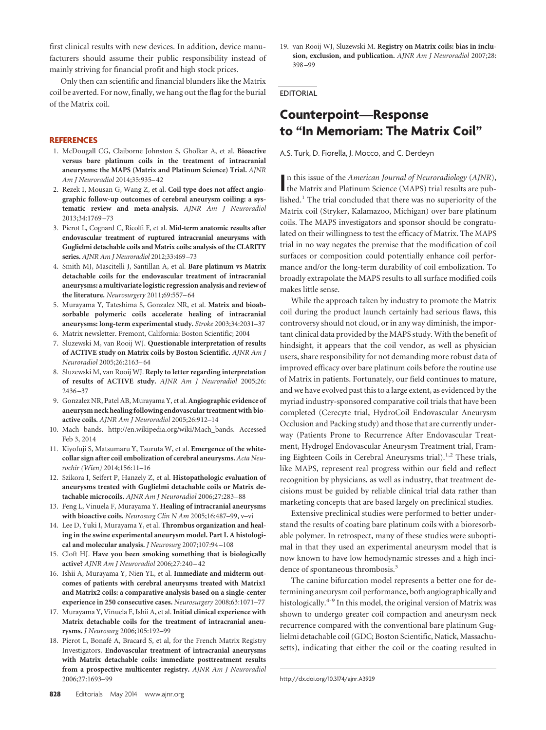first clinical results with new devices. In addition, device manufacturers should assume their public responsibility instead of mainly striving for financial profit and high stock prices.

Only then can scientific and financial blunders like the Matrix coil be averted. For now, finally, we hang out the flag for the burial of the Matrix coil.

## REFERENCES

1. McDougall CG, Claiborne Johnston S, Gholkar A, et al. **Bioactive versus bare platinum coils in the treatment of intracranial aneurysms: the MAPS (Matrix and Platinum Science) Trial.** *AJNR Am J Neuroradiol* 2014;35:935–42
2. Rezek I, Mousan G, Wang Z, et al. **Coil type does not affect angiographic follow-up outcomes of cerebral aneurysm coiling: a systematic review and meta-analysis.** *AJNR Am J Neuroradiol* 2013;34:1769–73
3. Pierot L, Cognard C, Ricolfi F, et al. **Mid-term anatomic results after endovascular treatment of ruptured intracranial aneurysms with Guglielmi detachable coils and Matrix coils: analysis of the CLARITY series.** *AJNR Am J Neuroradiol* 2012;33:469–73
4. Smith MJ, Mascitelli J, Santillan A, et al. **Bare platinum vs Matrix detachable coils for the endovascular treatment of intracranial aneurysms: a multivariate logistic regression analysis and review of the literature.** *Neurosurgery* 2011;69:557–64
5. Murayama Y, Tateshima S, Gonzalez NR, et al. **Matrix and bioabsorbable polymeric coils accelerate healing of intracranial aneurysms: long-term experimental study.** *Stroke* 2003;34:2031–37
6. Matrix newsletter. Fremont, California: Boston Scientific; 2004
7. Sluzewski M, van Rooij WJ. **Questionable interpretation of results of ACTIVE study on Matrix coils by Boston Scientific.** *AJNR Am J Neuroradiol* 2005;26:2163–64
8. Sluzewski M, van Rooij WJ. **Reply to letter regarding interpretation of results of ACTIVE study.** *AJNR Am J Neuroradiol* 2005;26:2436–37
9. Gonzalez NR, Patel AB, Murayama Y, et al. **Angiographic evidence of aneurysm neck healing following endovascular treatment with bioactive coils.** *AJNR Am J Neuroradiol* 2005;26:912–14
10. Mach bands. http://en.wikipedia.org/wiki/Mach_bands. Accessed Feb 3, 2014
11. Kiyofuji S, Matsumaru Y, Tsuruta W, et al. **Emergence of the white-collar sign after coil embolization of cerebral aneurysms.** *Acta Neurochir (Wien)* 2014;156:11–16
12. Szikora I, Seifert P, Hanzely Z, et al. **Histopathologic evaluation of aneurysms treated with Guglielmi detachable coils or Matrix detachable microcoils.** *AJNR Am J Neuroradiol* 2006;27:283–88
13. Feng L, Vinuela F, Murayama Y. **Healing of intracranial aneurysms with bioactive coils.** *Neurosurg Clin N Am* 2005;16:487–99, v–vi
14. Lee D, Yuki I, Murayama Y, et al. **Thrombus organization and healing in the swine experimental aneurysm model. Part I. A histological and molecular analysis.** *J Neurosurg* 2007;107:94–108
15. Cloft HJ. **Have you been smoking something that is biologically active?** *AJNR Am J Neuroradiol* 2006;27:240–42
16. Ishii A, Murayama Y, Nien YL, et al. **Immediate and midterm outcomes of patients with cerebral aneurysms treated with Matrix1 and Matrix2 coils: a comparative analysis based on a single-center experience in 250 consecutive cases.** *Neurosurgery* 2008;63:1071–77
17. Murayama Y, Viñuela F, Ishii A, et al. **Initial clinical experience with Matrix detachable coils for the treatment of intracranial aneurysms.** *J Neurosurg* 2006;105:192–99
18. Pierot L, Bonafé A, Bracard S, et al, for the French Matrix Registry Investigators. **Endovascular treatment of intracranial aneurysms with Matrix detachable coils: immediate posttreatment results from a prospective multicenter registry.** *AJNR Am J Neuroradiol* 2006;27:1693–99
19. van Rooij WJ, Sluzewski M. **Registry on Matrix coils: bias in inclusion, exclusion, and publication.** *AJNR Am J Neuroradiol* 2007;28:398–99

EDITORIAL

# Counterpoint—Response to "In Memoriam: The Matrix Coil"

A.S. Turk, D. Fiorella, J. Mocco, and C. Derdeyn

In this issue of the *American Journal of Neuroradiology* (*AJNR*), the Matrix and Platinum Science (MAPS) trial results are published.[1] The trial concluded that there was no superiority of the Matrix coil (Stryker, Kalamazoo, Michigan) over bare platinum coils. The MAPS investigators and sponsor should be congratulated on their willingness to test the efficacy of Matrix. The MAPS trial in no way negates the premise that the modification of coil surfaces or composition could potentially enhance coil performance and/or the long-term durability of coil embolization. To broadly extrapolate the MAPS results to all surface modified coils makes little sense.

While the approach taken by industry to promote the Matrix coil during the product launch certainly had serious flaws, this controversy should not cloud, or in any way diminish, the important clinical data provided by the MAPS study. With the benefit of hindsight, it appears that the coil vendor, as well as physician users, share responsibility for not demanding more robust data of improved efficacy over bare platinum coils before the routine use of Matrix in patients. Fortunately, our field continues to mature, and we have evolved past this to a large extent, as evidenced by the myriad industry-sponsored comparative coil trials that have been completed (Cerecyte trial, HydroCoil Endovascular Aneurysm Occlusion and Packing study) and those that are currently underway (Patients Prone to Recurrence After Endovascular Treatment, Hydrogel Endovascular Aneurysm Treatment trial, Framing Eighteen Coils in Cerebral Aneurysms trial).[1,2] These trials, like MAPS, represent real progress within our field and reflect recognition by physicians, as well as industry, that treatment decisions must be guided by reliable clinical trial data rather than marketing concepts that are based largely on preclinical studies.

Extensive preclinical studies were performed to better understand the results of coating bare platinum coils with a bioresorbable polymer. In retrospect, many of these studies were suboptimal in that they used an experimental aneurysm model that is now known to have low hemodynamic stresses and a high incidence of spontaneous thrombosis.[3]

The canine bifurcation model represents a better one for determining aneurysm coil performance, both angiographically and histologically.[4-9] In this model, the original version of Matrix was shown to undergo greater coil compaction and aneurysm neck recurrence compared with the conventional bare platinum Guglielmi detachable coil (GDC; Boston Scientific, Natick, Massachusetts), indicating that either the coil or the coating resulted in

http://dx.doi.org/10.3174/ajnr.A3929